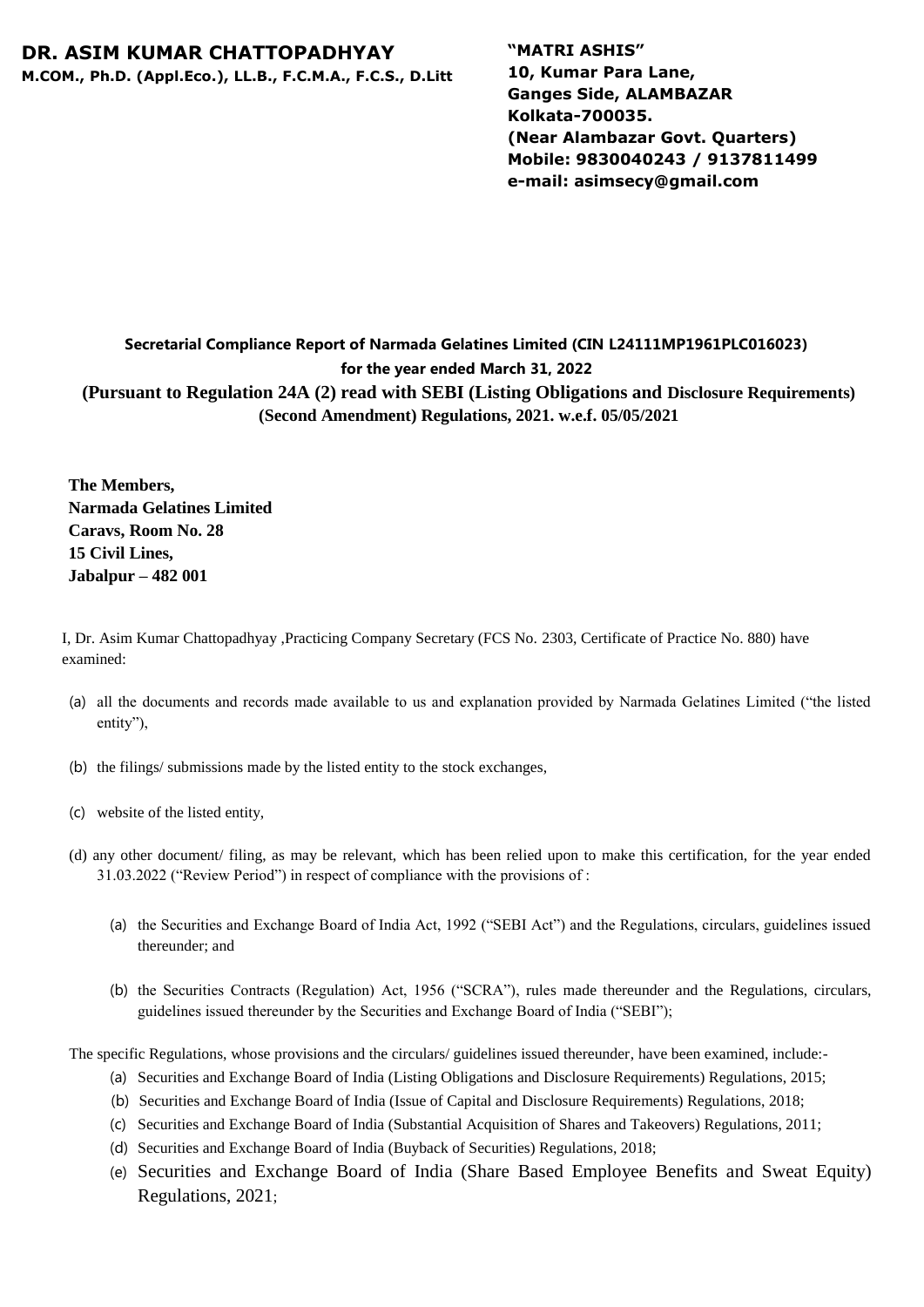**DR. ASIM KUMAR CHATTOPADHYAY**
**M.COM., Ph.D. (Appl.Eco.), LL.B., F.C.M.A., F.C.S., D.Litt**

**"MATRI ASHIS"**
**10, Kumar Para Lane,**
**Ganges Side, ALAMBAZAR**
**Kolkata-700035.**
**(Near Alambazar Govt. Quarters)**
**Mobile: 9830040243 / 9137811499**
**e-mail: asimsecy@gmail.com**

## Secretarial Compliance Report of Narmada Gelatines Limited (CIN L24111MP1961PLC016023) for the year ended March 31, 2022

**(Pursuant to Regulation 24A (2) read with SEBI (Listing Obligations and Disclosure Requirements) (Second Amendment) Regulations, 2021. w.e.f. 05/05/2021**

**The Members,**
**Narmada Gelatines Limited**
**Caravs, Room No. 28**
**15 Civil Lines,**
**Jabalpur – 482 001**

I, Dr. Asim Kumar Chattopadhyay ,Practicing Company Secretary (FCS No. 2303, Certificate of Practice No. 880) have examined:

(a) all the documents and records made available to us and explanation provided by Narmada Gelatines Limited ("the listed entity"),

(b) the filings/ submissions made by the listed entity to the stock exchanges,

(c) website of the listed entity,

(d) any other document/ filing, as may be relevant, which has been relied upon to make this certification, for the year ended 31.03.2022 ("Review Period") in respect of compliance with the provisions of :

(a) the Securities and Exchange Board of India Act, 1992 ("SEBI Act") and the Regulations, circulars, guidelines issued thereunder; and

(b) the Securities Contracts (Regulation) Act, 1956 ("SCRA"), rules made thereunder and the Regulations, circulars, guidelines issued thereunder by the Securities and Exchange Board of India ("SEBI");

The specific Regulations, whose provisions and the circulars/ guidelines issued thereunder, have been examined, include:-

(a) Securities and Exchange Board of India (Listing Obligations and Disclosure Requirements) Regulations, 2015;
(b) Securities and Exchange Board of India (Issue of Capital and Disclosure Requirements) Regulations, 2018;
(c) Securities and Exchange Board of India (Substantial Acquisition of Shares and Takeovers) Regulations, 2011;
(d) Securities and Exchange Board of India (Buyback of Securities) Regulations, 2018;
(e) Securities and Exchange Board of India (Share Based Employee Benefits and Sweat Equity) Regulations, 2021;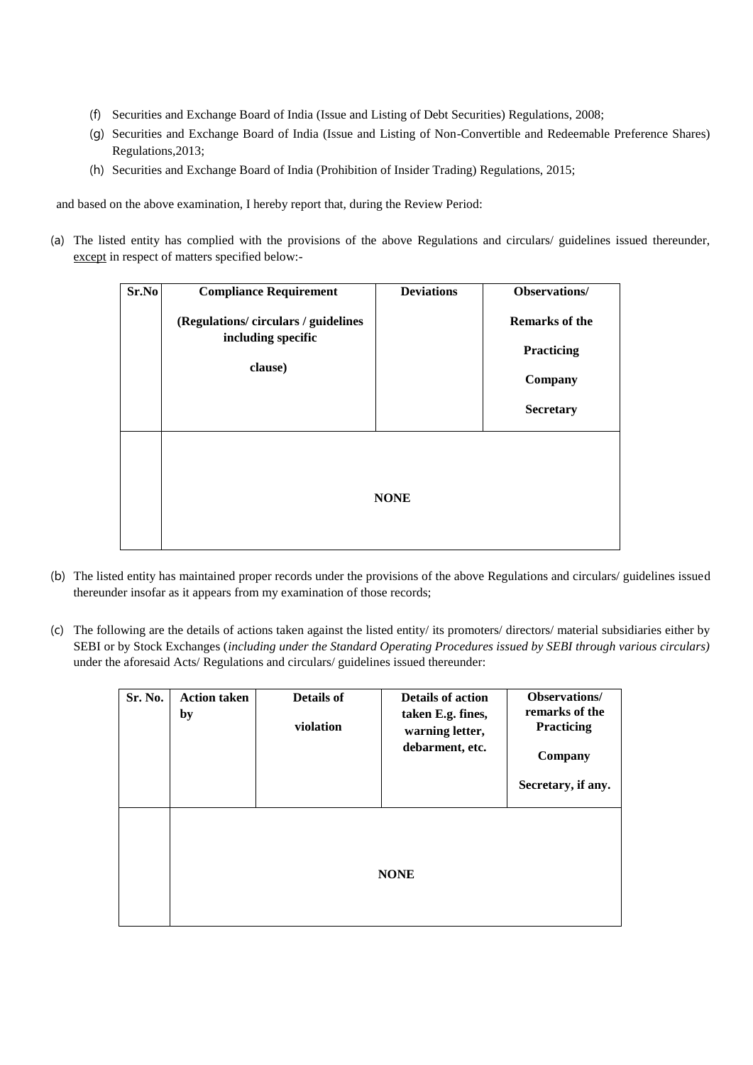(f) Securities and Exchange Board of India (Issue and Listing of Debt Securities) Regulations, 2008;

(g) Securities and Exchange Board of India (Issue and Listing of Non-Convertible and Redeemable Preference Shares) Regulations,2013;

(h) Securities and Exchange Board of India (Prohibition of Insider Trading) Regulations, 2015;

and based on the above examination, I hereby report that, during the Review Period:

(a) The listed entity has complied with the provisions of the above Regulations and circulars/ guidelines issued thereunder, <u>except</u> in respect of matters specified below:-

| **Sr.No** | **Compliance Requirement (Regulations/ circulars / guidelines including specific clause)** | **Deviations** | **Observations/ Remarks of the Practicing Company Secretary** |
|---|---|---|---|
| | **NONE** | | |

(b) The listed entity has maintained proper records under the provisions of the above Regulations and circulars/ guidelines issued thereunder insofar as it appears from my examination of those records;

(c) The following are the details of actions taken against the listed entity/ its promoters/ directors/ material subsidiaries either by SEBI or by Stock Exchanges (*including under the Standard Operating Procedures issued by SEBI through various circulars)* under the aforesaid Acts/ Regulations and circulars/ guidelines issued thereunder:

| **Sr. No.** | **Action taken by** | **Details of violation** | **Details of action taken E.g. fines, warning letter, debarment, etc.** | **Observations/ remarks of the Practicing Company Secretary, if any.** |
|---|---|---|---|---|
| | **NONE** | | | |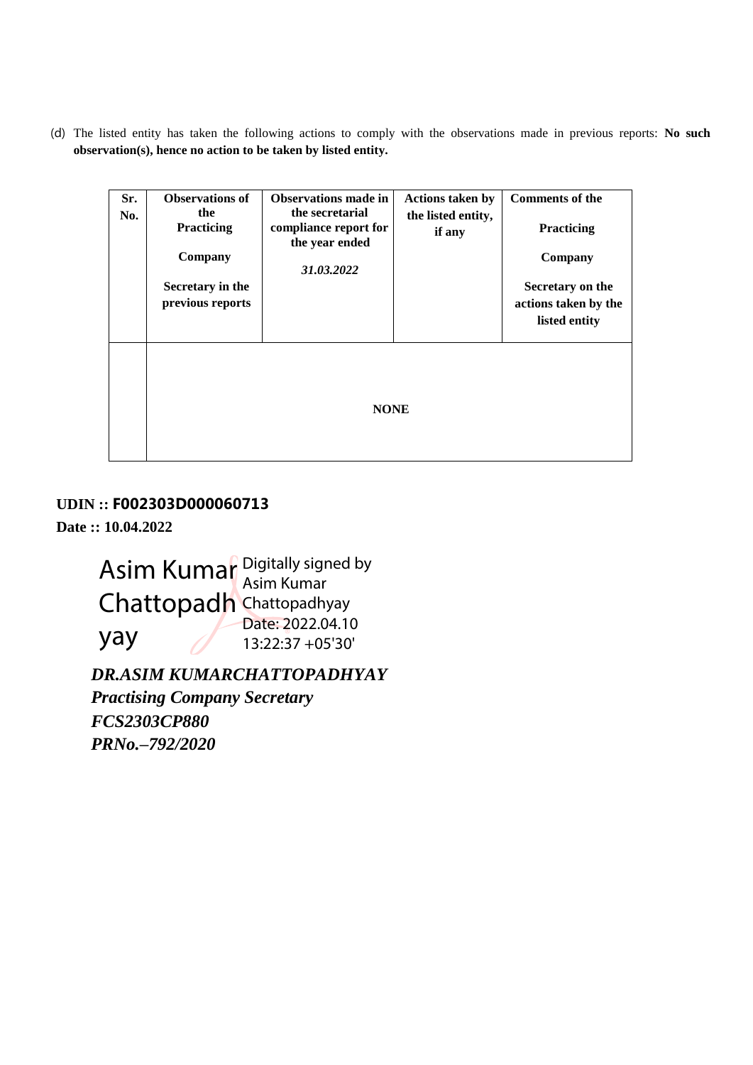(d) The listed entity has taken the following actions to comply with the observations made in previous reports: **No such observation(s), hence no action to be taken by listed entity.**

| **Sr. No.** | **Observations of the Practicing Company Secretary in the previous reports** | **Observations made in the secretarial compliance report for the year ended *31.03.2022*** | **Actions taken by the listed entity, if any** | **Comments of the Practicing Company Secretary on the actions taken by the listed entity** |
|---|---|---|---|---|
| | | **NONE** | | |

**UDIN :: F002303D000060713**

**Date :: 10.04.2022**

Asim Kumar Chattopadhyay Digitally signed by Asim Kumar Chattopadhyay Date: 2022.04.10 13:22:37 +05'30'

***DR.ASIM KUMARCHATTOPADHYAY***
***Practising Company Secretary***
***FCS2303CP880***
***PRNo.–792/2020***